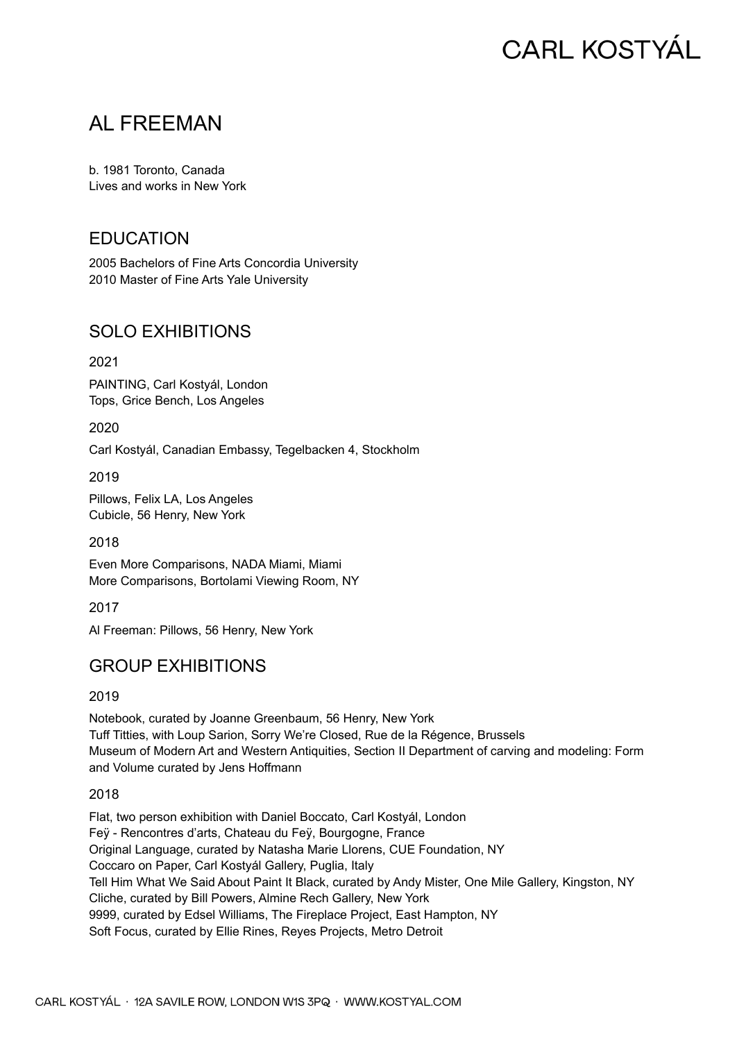# CARL KOSTYÁL

## AL FREEMAN

b. 1981 Toronto, Canada
Lives and works in New York

### EDUCATION

2005 Bachelors of Fine Arts Concordia University
2010 Master of Fine Arts Yale University

### SOLO EXHIBITIONS

2021

PAINTING, Carl Kostyál, London
Tops, Grice Bench, Los Angeles

2020

Carl Kostyál, Canadian Embassy, Tegelbacken 4, Stockholm

2019

Pillows, Felix LA, Los Angeles
Cubicle, 56 Henry, New York

2018

Even More Comparisons, NADA Miami, Miami
More Comparisons, Bortolami Viewing Room, NY

2017

Al Freeman: Pillows, 56 Henry, New York

### GROUP EXHIBITIONS

2019

Notebook, curated by Joanne Greenbaum, 56 Henry, New York
Tuff Titties, with Loup Sarion, Sorry We're Closed, Rue de la Régence, Brussels
Museum of Modern Art and Western Antiquities, Section II Department of carving and modeling: Form and Volume curated by Jens Hoffmann

2018

Flat, two person exhibition with Daniel Boccato, Carl Kostyál, London
Feÿ - Rencontres d'arts, Chateau du Feÿ, Bourgogne, France
Original Language, curated by Natasha Marie Llorens, CUE Foundation, NY
Coccaro on Paper, Carl Kostyál Gallery, Puglia, Italy
Tell Him What We Said About Paint It Black, curated by Andy Mister, One Mile Gallery, Kingston, NY
Cliche, curated by Bill Powers, Almine Rech Gallery, New York
9999, curated by Edsel Williams, The Fireplace Project, East Hampton, NY
Soft Focus, curated by Ellie Rines, Reyes Projects, Metro Detroit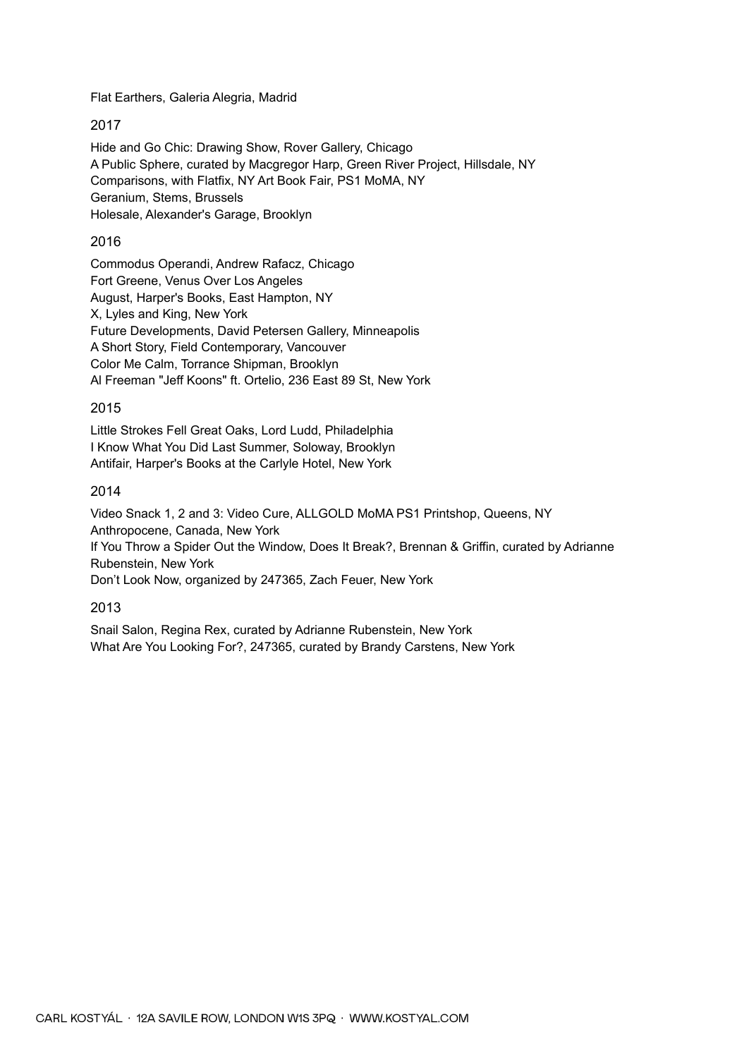Flat Earthers, Galeria Alegria, Madrid

2017

Hide and Go Chic: Drawing Show, Rover Gallery, Chicago
A Public Sphere, curated by Macgregor Harp, Green River Project, Hillsdale, NY
Comparisons, with Flatfix, NY Art Book Fair, PS1 MoMA, NY
Geranium, Stems, Brussels
Holesale, Alexander's Garage, Brooklyn

2016

Commodus Operandi, Andrew Rafacz, Chicago
Fort Greene, Venus Over Los Angeles
August, Harper's Books, East Hampton, NY
X, Lyles and King, New York
Future Developments, David Petersen Gallery, Minneapolis
A Short Story, Field Contemporary, Vancouver
Color Me Calm, Torrance Shipman, Brooklyn
Al Freeman "Jeff Koons" ft. Ortelio, 236 East 89 St, New York

2015

Little Strokes Fell Great Oaks, Lord Ludd, Philadelphia
I Know What You Did Last Summer, Soloway, Brooklyn
Antifair, Harper's Books at the Carlyle Hotel, New York

2014

Video Snack 1, 2 and 3: Video Cure, ALLGOLD MoMA PS1 Printshop, Queens, NY
Anthropocene, Canada, New York
If You Throw a Spider Out the Window, Does It Break?, Brennan & Griffin, curated by Adrianne Rubenstein, New York
Don't Look Now, organized by 247365, Zach Feuer, New York

2013

Snail Salon, Regina Rex, curated by Adrianne Rubenstein, New York
What Are You Looking For?, 247365, curated by Brandy Carstens, New York